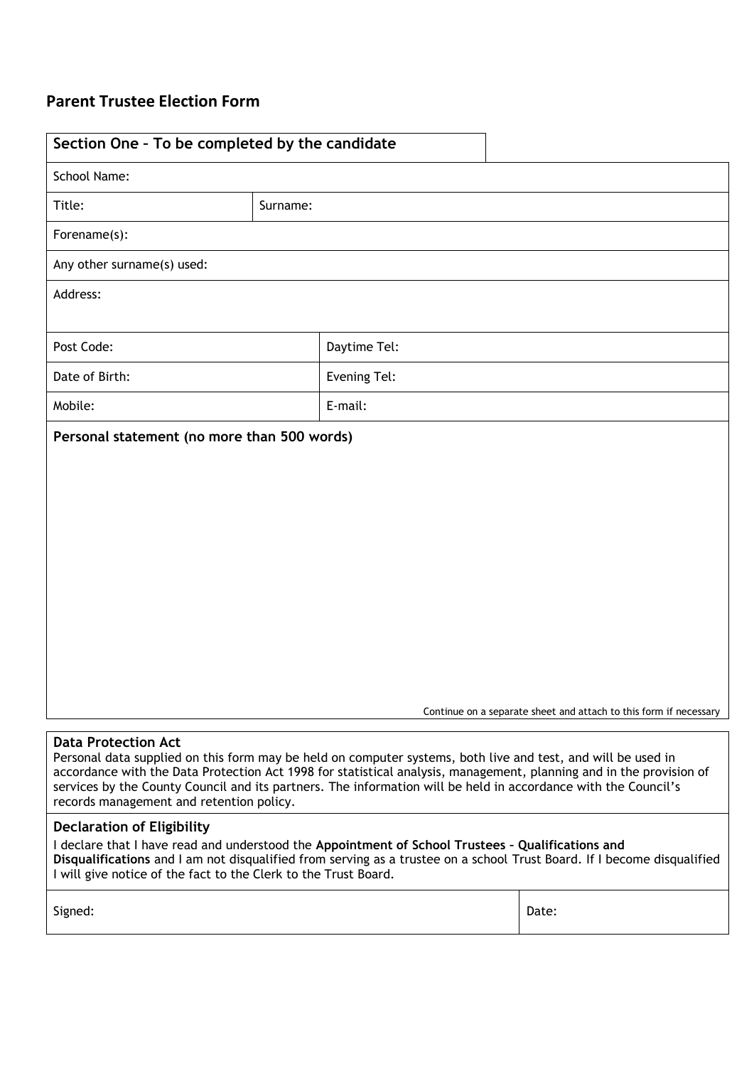## Parent Trustee Election Form

| Section One – To be completed by the candidate | | |
|---|---|---|
| School Name: | | |
| Title: | Surname: | |
| Forename(s): | | |
| Any other surname(s) used: | | |
| Address: | | |
| Post Code: | Daytime Tel: | |
| Date of Birth: | Evening Tel: | |
| Mobile: | E-mail: | |

**Personal statement (no more than 500 words)**

Continue on a separate sheet and attach to this form if necessary

**Data Protection Act**
Personal data supplied on this form may be held on computer systems, both live and test, and will be used in accordance with the Data Protection Act 1998 for statistical analysis, management, planning and in the provision of services by the County Council and its partners. The information will be held in accordance with the Council's records management and retention policy.

**Declaration of Eligibility**
I declare that I have read and understood the **Appointment of School Trustees – Qualifications and Disqualifications** and I am not disqualified from serving as a trustee on a school Trust Board. If I become disqualified I will give notice of the fact to the Clerk to the Trust Board.

| Signed: | Date: |
|---|---|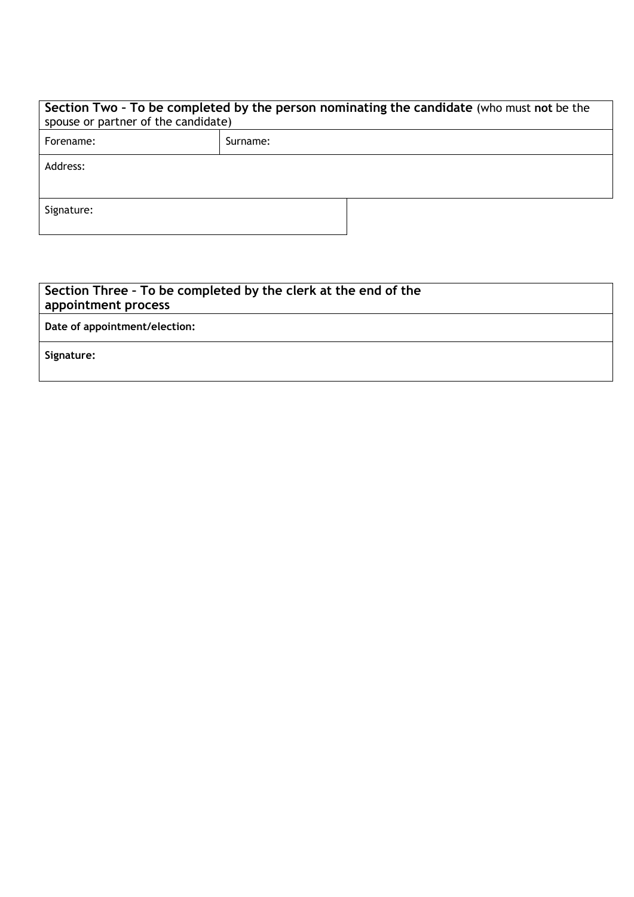| **Section Two – To be completed by the person nominating the candidate** (who must **not** be the spouse or partner of the candidate) | |
|---|---|
| Forename: | Surname: |
| Address: | |
| Signature: | |

| **Section Three – To be completed by the clerk at the end of the appointment process** |
|---|
| **Date of appointment/election:** |
| **Signature:** |